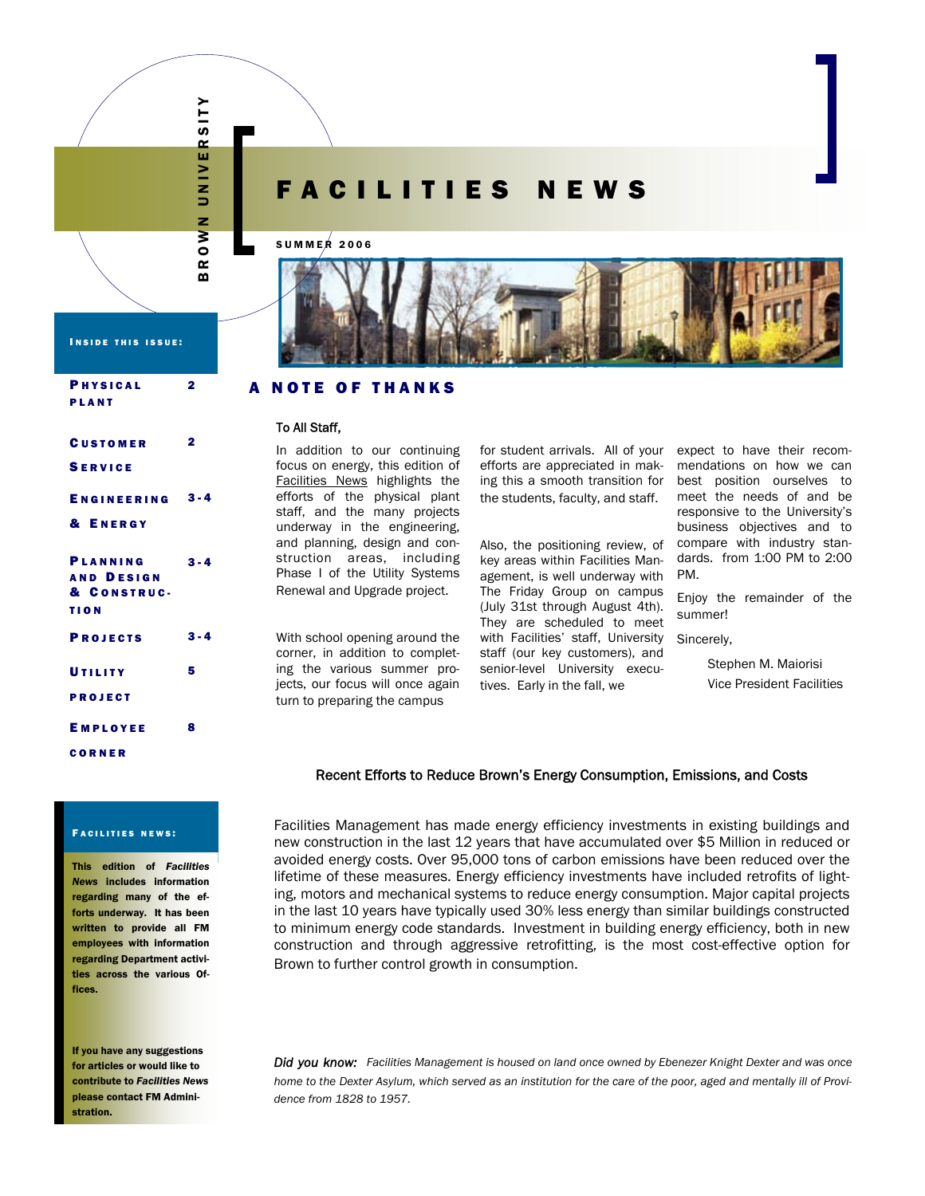BROWN UNIVERSITY

# FACILITIES NEWS

SUMMER 2006

**INSIDE THIS ISSUE:**

| | |
|---|---|
| Physical Plant | 2 |
| Customer Service | 2 |
| Engineering & Energy | 3-4 |
| Planning and Design & Construction | 3-4 |
| Projects | 3-4 |
| Utility Project | 5 |
| Employee Corner | 8 |

**FACILITIES NEWS:**

**This edition of *Facilities News* includes information regarding many of the efforts underway. It has been written to provide all FM employees with information regarding Department activities across the various Offices.**

**If you have any suggestions for articles or would like to contribute to *Facilities News* please contact FM Administration.**

## A NOTE OF THANKS

To All Staff,

In addition to our continuing focus on energy, this edition of Facilities News highlights the efforts of the physical plant staff, and the many projects underway in the engineering, and planning, design and construction areas, including Phase I of the Utility Systems Renewal and Upgrade project.

With school opening around the corner, in addition to completing the various summer projects, our focus will once again turn to preparing the campus for student arrivals. All of your efforts are appreciated in making this a smooth transition for the students, faculty, and staff.

Also, the positioning review, of key areas within Facilities Management, is well underway with The Friday Group on campus (July 31st through August 4th). They are scheduled to meet with Facilities' staff, University staff (our key customers), and senior-level University executives. Early in the fall, we expect to have their recommendations on how we can best position ourselves to meet the needs of and be responsive to the University's business objectives and to compare with industry standards. from 1:00 PM to 2:00 PM.

Enjoy the remainder of the summer!

Sincerely,

Stephen M. Maiorisi
Vice President Facilities

### Recent Efforts to Reduce Brown's Energy Consumption, Emissions, and Costs

Facilities Management has made energy efficiency investments in existing buildings and new construction in the last 12 years that have accumulated over $5 Million in reduced or avoided energy costs. Over 95,000 tons of carbon emissions have been reduced over the lifetime of these measures. Energy efficiency investments have included retrofits of lighting, motors and mechanical systems to reduce energy consumption. Major capital projects in the last 10 years have typically used 30% less energy than similar buildings constructed to minimum energy code standards. Investment in building energy efficiency, both in new construction and through aggressive retrofitting, is the most cost-effective option for Brown to further control growth in consumption.

*Did you know: Facilities Management is housed on land once owned by Ebenezer Knight Dexter and was once home to the Dexter Asylum, which served as an institution for the care of the poor, aged and mentally ill of Providence from 1828 to 1957.*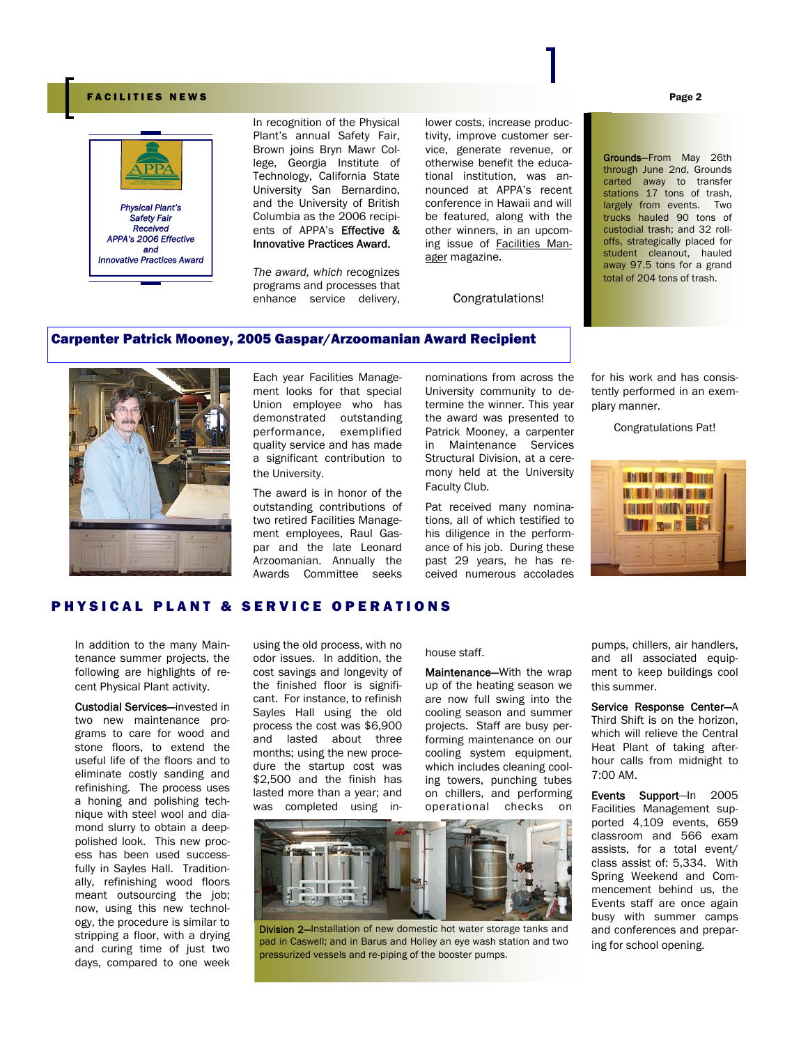*Physical Plant's Safety Fair Received APPA's 2006 Effective and Innovative Practices Award*

In recognition of the Physical Plant's annual Safety Fair, Brown joins Bryn Mawr College, Georgia Institute of Technology, California State University San Bernardino, and the University of British Columbia as the 2006 recipients of APPA's **Effective & Innovative Practices Award.**

*The award, which* recognizes programs and processes that enhance service delivery, lower costs, increase productivity, improve customer service, generate revenue, or otherwise benefit the educational institution, was announced at APPA's recent conference in Hawaii and will be featured, along with the other winners, in an upcoming issue of Facilities Manager magazine.

Congratulations!

**Grounds**—From May 26th through June 2nd, Grounds carted away to transfer stations 17 tons of trash, largely from events. Two trucks hauled 90 tons of custodial trash; and 32 roll-offs, strategically placed for student cleanout, hauled away 97.5 tons for a grand total of 204 tons of trash.

## Carpenter Patrick Mooney, 2005 Gaspar/Arzoomanian Award Recipient

Each year Facilities Management looks for that special Union employee who has demonstrated outstanding performance, exemplified quality service and has made a significant contribution to the University.

The award is in honor of the outstanding contributions of two retired Facilities Management employees, Raul Gaspar and the late Leonard Arzoomanian. Annually the Awards Committee seeks nominations from across the University community to determine the winner. This year the award was presented to Patrick Mooney, a carpenter in Maintenance Services Structural Division, at a ceremony held at the University Faculty Club.

Pat received many nominations, all of which testified to his diligence in the performance of his job. During these past 29 years, he has received numerous accolades for his work and has consistently performed in an exemplary manner.

Congratulations Pat!

## PHYSICAL PLANT & SERVICE OPERATIONS

In addition to the many Maintenance summer projects, the following are highlights of recent Physical Plant activity.

**Custodial Services**—invested in two new maintenance programs to care for wood and stone floors, to extend the useful life of the floors and to eliminate costly sanding and refinishing. The process uses a honing and polishing technique with steel wool and diamond slurry to obtain a deep-polished look. This new process has been used successfully in Sayles Hall. Traditionally, refinishing wood floors meant outsourcing the job; now, using this new technology, the procedure is similar to stripping a floor, with a drying and curing time of just two days, compared to one week using the old process, with no odor issues. In addition, the cost savings and longevity of the finished floor is significant. For instance, to refinish Sayles Hall using the old process the cost was $6,900 and lasted about three months; using the new procedure the startup cost was $2,500 and the finish has lasted more than a year; and was completed using in-house staff.

**Maintenance**—With the wrap up of the heating season we are now full swing into the cooling season and summer projects. Staff are busy performing maintenance on our cooling system equipment, which includes cleaning cooling towers, punching tubes on chillers, and performing operational checks on pumps, chillers, air handlers, and all associated equipment to keep buildings cool this summer.

**Division 2**—Installation of new domestic hot water storage tanks and pad in Caswell; and in Barus and Holley an eye wash station and two pressurized vessels and re-piping of the booster pumps.

**Service Response Center**—A Third Shift is on the horizon, which will relieve the Central Heat Plant of taking after-hour calls from midnight to 7:00 AM.

**Events Support**—In 2005 Facilities Management supported 4,109 events, 659 classroom and 566 exam assists, for a total event/class assist of: 5,334. With Spring Weekend and Commencement behind us, the Events staff are once again busy with summer camps and conferences and preparing for school opening.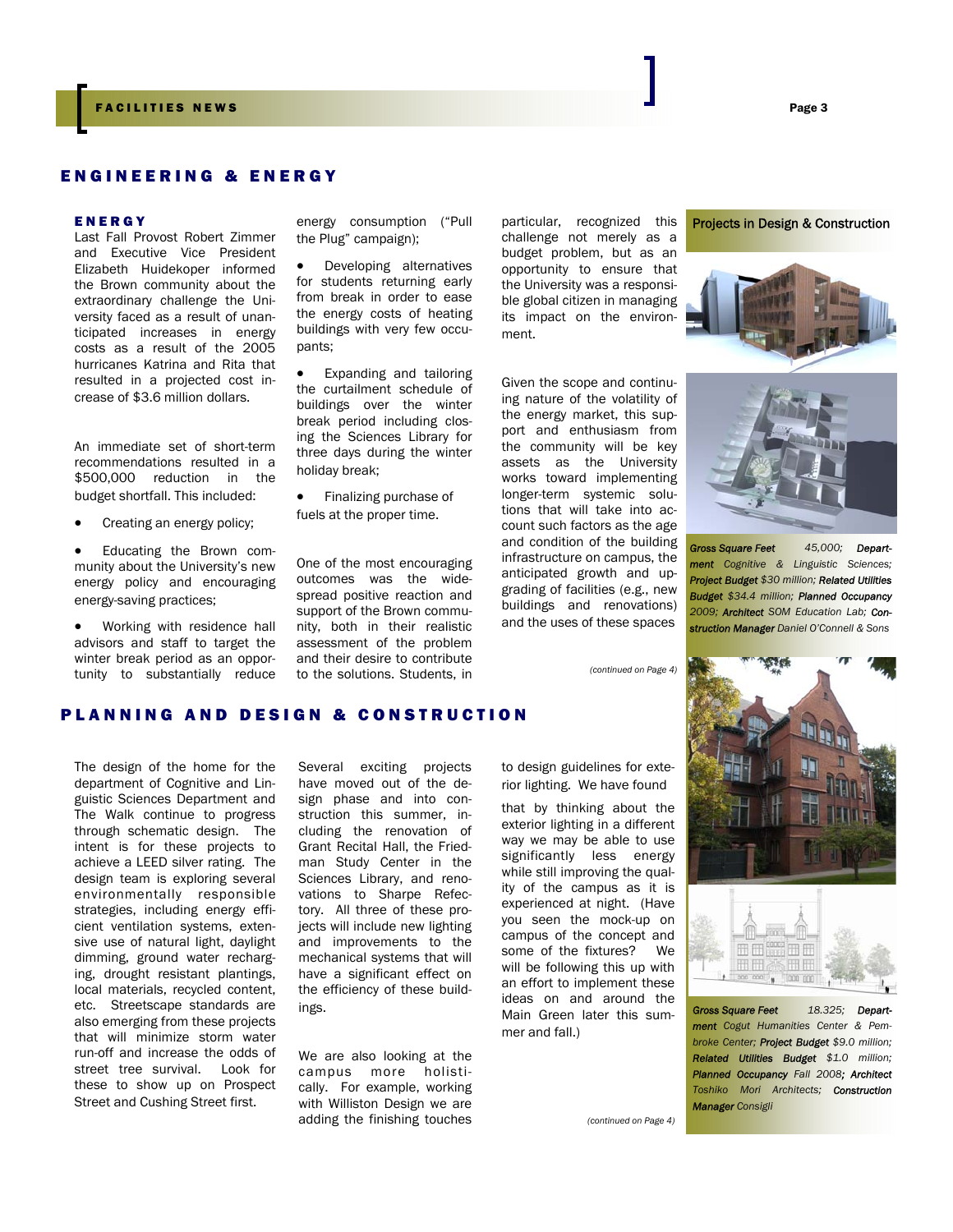## ENGINEERING & ENERGY

### ENERGY

Last Fall Provost Robert Zimmer and Executive Vice President Elizabeth Huidekoper informed the Brown community about the extraordinary challenge the University faced as a result of unanticipated increases in energy costs as a result of the 2005 hurricanes Katrina and Rita that resulted in a projected cost increase of $3.6 million dollars.

An immediate set of short-term recommendations resulted in a $500,000 reduction in the budget shortfall. This included:

- Creating an energy policy;
- Educating the Brown community about the University's new energy policy and encouraging energy-saving practices;
- Working with residence hall advisors and staff to target the winter break period as an opportunity to substantially reduce energy consumption ("Pull the Plug" campaign);
- Developing alternatives for students returning early from break in order to ease the energy costs of heating buildings with very few occupants;
- Expanding and tailoring the curtailment schedule of buildings over the winter break period including closing the Sciences Library for three days during the winter holiday break;
- Finalizing purchase of fuels at the proper time.

One of the most encouraging outcomes was the widespread positive reaction and support of the Brown community, both in their realistic assessment of the problem and their desire to contribute to the solutions. Students, in particular, recognized this challenge not merely as a budget problem, but as an opportunity to ensure that the University was a responsible global citizen in managing its impact on the environment.

Given the scope and continuing nature of the volatility of the energy market, this support and enthusiasm from the community will be key assets as the University works toward implementing longer-term systemic solutions that will take into account such factors as the age and condition of the building infrastructure on campus, the anticipated growth and upgrading of facilities (e.g., new buildings and renovations) and the uses of these spaces

*(continued on Page 4)*

## PLANNING AND DESIGN & CONSTRUCTION

The design of the home for the department of Cognitive and Linguistic Sciences Department and The Walk continue to progress through schematic design. The intent is for these projects to achieve a LEED silver rating. The design team is exploring several environmentally responsible strategies, including energy efficient ventilation systems, extensive use of natural light, daylight dimming, ground water recharging, drought resistant plantings, local materials, recycled content, etc. Streetscape standards are also emerging from these projects that will minimize storm water run-off and increase the odds of street tree survival. Look for these to show up on Prospect Street and Cushing Street first.

Several exciting projects have moved out of the design phase and into construction this summer, including the renovation of Grant Recital Hall, the Friedman Study Center in the Sciences Library, and renovations to Sharpe Refectory. All three of these projects will include new lighting and improvements to the mechanical systems that will have a significant effect on the efficiency of these buildings.

We are also looking at the campus more holistically. For example, working with Williston Design we are adding the finishing touches to design guidelines for exterior lighting. We have found that by thinking about the exterior lighting in a different way we may be able to use significantly less energy while still improving the quality of the campus as it is experienced at night. (Have you seen the mock-up on campus of the concept and some of the fixtures? We will be following this up with an effort to implement these ideas on and around the Main Green later this summer and fall.)

*(continued on Page 4)*

### Projects in Design & Construction

***Gross Square Feet*** *45,000;* ***Department*** *Cognitive & Linguistic Sciences;* ***Project Budget*** *$30 million;* ***Related Utilities Budget*** *$34.4 million;* ***Planned Occupancy*** *2009;* ***Architect*** *SOM Education Lab;* ***Construction Manager*** *Daniel O'Connell & Sons*

***Gross Square Feet*** *18.325;* ***Department*** *Cogut Humanities Center & Pembroke Center;* ***Project Budget*** *$9.0 million;* ***Related Utilities Budget*** *$1.0 million;* ***Planned Occupancy*** *Fall 2008;* ***Architect*** *Toshiko Mori Architects;* ***Construction Manager*** *Consigli*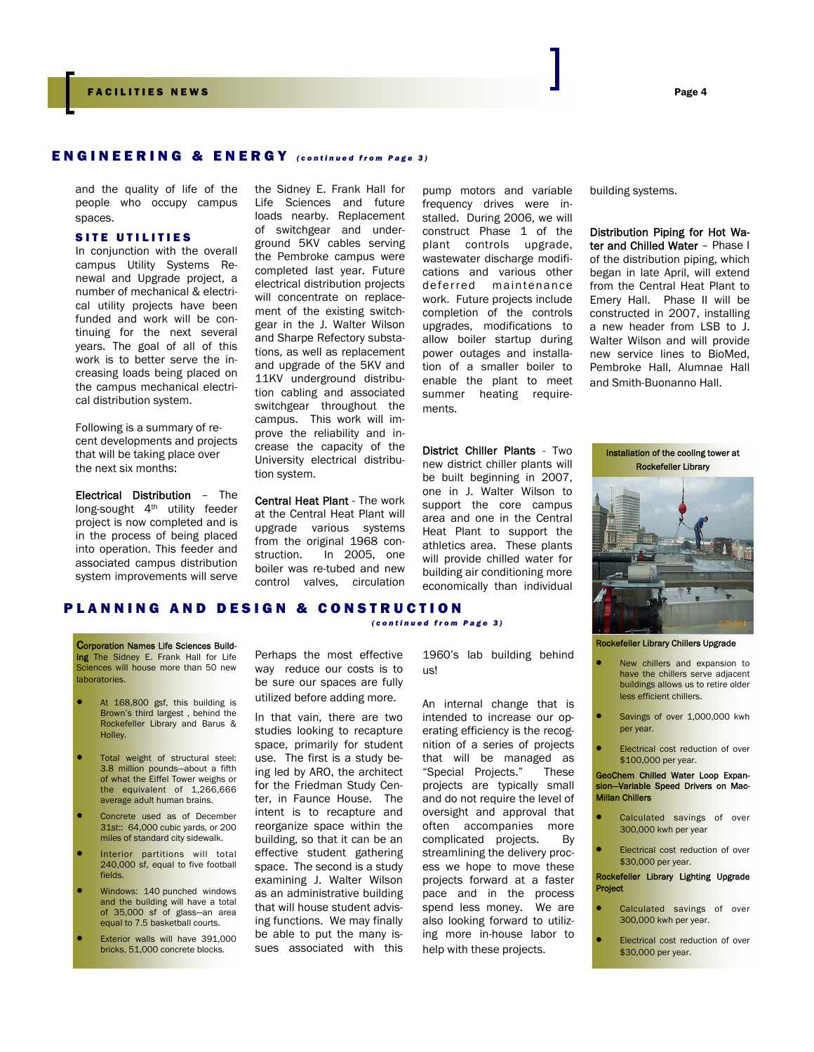## ENGINEERING & ENERGY *(continued from Page 3)*

and the quality of life of the people who occupy campus spaces.

### SITE UTILITIES

In conjunction with the overall campus Utility Systems Renewal and Upgrade project, a number of mechanical & electrical utility projects have been funded and work will be continuing for the next several years. The goal of all of this work is to better serve the increasing loads being placed on the campus mechanical electrical distribution system.

Following is a summary of recent developments and projects that will be taking place over the next six months:

**Electrical Distribution** – The long-sought 4th utility feeder project is now completed and is in the process of being placed into operation. This feeder and associated campus distribution system improvements will serve the Sidney E. Frank Hall for Life Sciences and future loads nearby. Replacement of switchgear and underground 5KV cables serving the Pembroke campus were completed last year. Future electrical distribution projects will concentrate on replacement of the existing switchgear in the J. Walter Wilson and Sharpe Refectory substations, as well as replacement and upgrade of the 5KV and 11KV underground distribution cabling and associated switchgear throughout the campus. This work will improve the reliability and increase the capacity of the University electrical distribution system.

**Central Heat Plant** - The work at the Central Heat Plant will upgrade various systems from the original 1968 construction. In 2005, one boiler was re-tubed and new control valves, circulation pump motors and variable frequency drives were installed. During 2006, we will construct Phase 1 of the plant controls upgrade, wastewater discharge modifications and various other deferred maintenance work. Future projects include completion of the controls upgrades, modifications to allow boiler startup during power outages and installation of a smaller boiler to enable the plant to meet summer heating requirements.

**District Chiller Plants** - Two new district chiller plants will be built beginning in 2007, one in J. Walter Wilson to support the core campus area and one in the Central Heat Plant to support the athletics area. These plants will provide chilled water for building air conditioning more economically than individual building systems.

**Distribution Piping for Hot Water and Chilled Water** – Phase I of the distribution piping, which began in late April, will extend from the Central Heat Plant to Emery Hall. Phase II will be constructed in 2007, installing a new header from LSB to J. Walter Wilson and will provide new service lines to BioMed, Pembroke Hall, Alumnae Hall and Smith-Buonanno Hall.

Installation of the cooling tower at Rockefeller Library

**Rockefeller Library Chillers Upgrade**

- New chillers and expansion to have the chillers serve adjacent buildings allows us to retire older less efficient chillers.
- Savings of over 1,000,000 kwh per year.
- Electrical cost reduction of over $100,000 per year.

**GeoChem Chilled Water Loop Expansion—Variable Speed Drivers on MacMillan Chillers**

- Calculated savings of over 300,000 kwh per year
- Electrical cost reduction of over $30,000 per year.

**Rockefeller Library Lighting Upgrade Project**

- Calculated savings of over 300,000 kwh per year.
- Electrical cost reduction of over $30,000 per year.

## PLANNING AND DESIGN & CONSTRUCTION *(continued from Page 3)*

**Corporation Names Life Sciences Building** The Sidney E. Frank Hall for Life Sciences will house more than 50 new laboratories.

- At 168,800 gsf, this building is Brown's third largest , behind the Rockefeller Library and Barus & Holley.
- Total weight of structural steel: 3.8 million pounds—about a fifth of what the Eiffel Tower weighs or the equivalent of 1,266,666 average adult human brains.
- Concrete used as of December 31st:: 64,000 cubic yards, or 200 miles of standard city sidewalk.
- Interior partitions will total 240,000 sf, equal to five football fields.
- Windows: 140 punched windows and the building will have a total of 35,000 sf of glass—an area equal to 7.5 basketball courts.
- Exterior walls will have 391,000 bricks, 51,000 concrete blocks.

Perhaps the most effective way reduce our costs is to be sure our spaces are fully utilized before adding more.

In that vain, there are two studies looking to recapture space, primarily for student use. The first is a study being led by ARO, the architect for the Friedman Study Center, in Faunce House. The intent is to recapture and reorganize space within the building, so that it can be an effective student gathering space. The second is a study examining J. Walter Wilson as an administrative building that will house student advising functions. We may finally be able to put the many issues associated with this 1960's lab building behind us!

An internal change that is intended to increase our operating efficiency is the recognition of a series of projects that will be managed as "Special Projects." These projects are typically small and do not require the level of oversight and approval that often accompanies more complicated projects. By streamlining the delivery process we hope to move these projects forward at a faster pace and in the process spend less money. We are also looking forward to utilizing more in-house labor to help with these projects.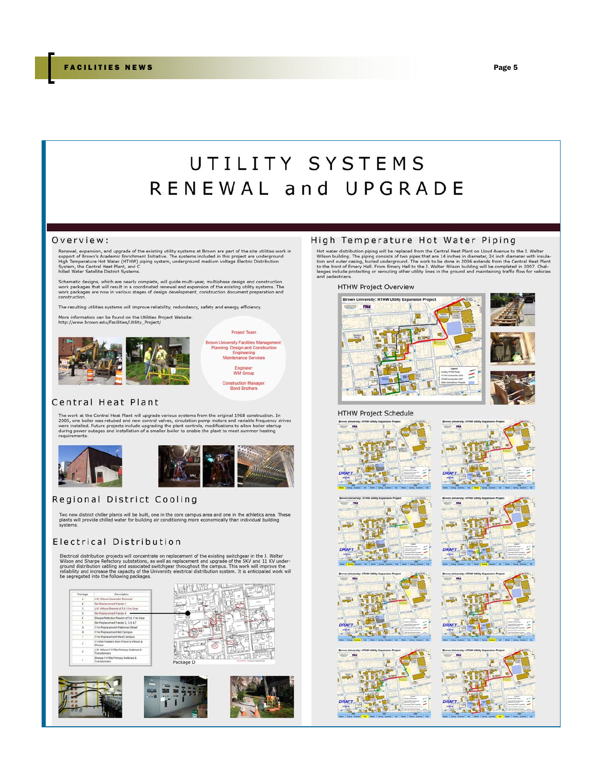# UTILITY SYSTEMS RENEWAL and UPGRADE

## Overview:

Renewal, expansion, and upgrade of the existing utility systems at Brown are part of the site utilities work in support of Brown's Academic Enrichment Initiative. The systems included in this project are underground High Temperature Hot Water (HTHW) piping system, underground medium voltage Electric Distribution System, the Central Heat Plant, and Chilled Water Satellite District Systems.

Schematic designs, which are nearly complete, will guide multi-year, multiphase design and construction work packages that will result in a coordinated renewal and expansion of the existing utility systems. The work packages are now in various stages of design development, construction document preparation and construction.

The resulting utilities systems will improve reliability, redundancy, safety and energy efficiency.

More information can be found on the Utilities Project Website:
http://www.brown.edu/Facilities/Utility_Project/

**Project Team**

Brown University Facilities Management: Planning, Design and Construction; Engineering; Maintenance Services

Engineer: WM Group

Construction Manager: Bond Brothers

## Central Heat Plant

The work at the Central Heat Plant will upgrade various systems from the original 1968 construction. In 2005, one boiler was retubed and new control valves, circulation pump motors and variable frequency drives were installed. Future projects include upgrading the plant controls, modifications to allow boiler startup during power outages and installation of a smaller boiler to enable the plant to meet summer heating requirements.

## Regional District Cooling

Two new district chiller plants will be built, one in the core campus area and one in the athletics area. These plants will provide chilled water for building air conditioning more economically than individual building systems.

## Electrical Distribution

Electrical distribution projects will concentrate on replacement of the existing switchgear in the J. Walter Wilson and Sharpe Refectory substations, as well as replacement and upgrade of the 5KV and 11 KV underground distribution cabling and associated switchgear throughout the campus. This work will improve the reliability and increase the capacity of the University electrical distribution system. It is anticipated work will be segregated into the following packages.

| Package | Description |
|---|---|
| A | J.W. Wilson Generator Removal |
| B | 5kv Replacement Feeder 1 |
| C | J.W. Wilson Rework of 5 & 11kv Gear |
| D | 5kv Replacement Feeder 4 |
| E | Sharpe Refectory Rework of 5 & 11kv Gear |
| F | 5kv Replacement Feeder 2, 3, 6 & 7 |
| G | 11kv Replacement Waterman Street |
| H | 11kv Replacement Mid Campus |
| I | 11kv Replacement West Campus |
| J | 11/25kv Feeders from Prince to Wilson & Sharpe |
| K | J.W. Wilson 11/15kv Primary Switches & Transformers |
| L | Sharpe 11/25kv Primary Switches & Transformers |

Package D

## High Temperature Hot Water Piping

Hot water distribution piping will be replaced from the Central Heat Plant on Lloyd Avenue to the J. Walter Wilson building. The piping consists of two pipes that are 14 inches in diameter, 24 inch diameter with insulation and outer casing, buried underground. The work to be done in 2006 extends from the Central Heat Plant to the front of Emery Hall. From Emery Hall to the J. Walter Wilson building will be completed in 2007. Challenges include protecting or rerouting other utility lines in the ground and maintaining traffic flow for vehicles and pedestrians.

### HTHW Project Overview

### HTHW Project Schedule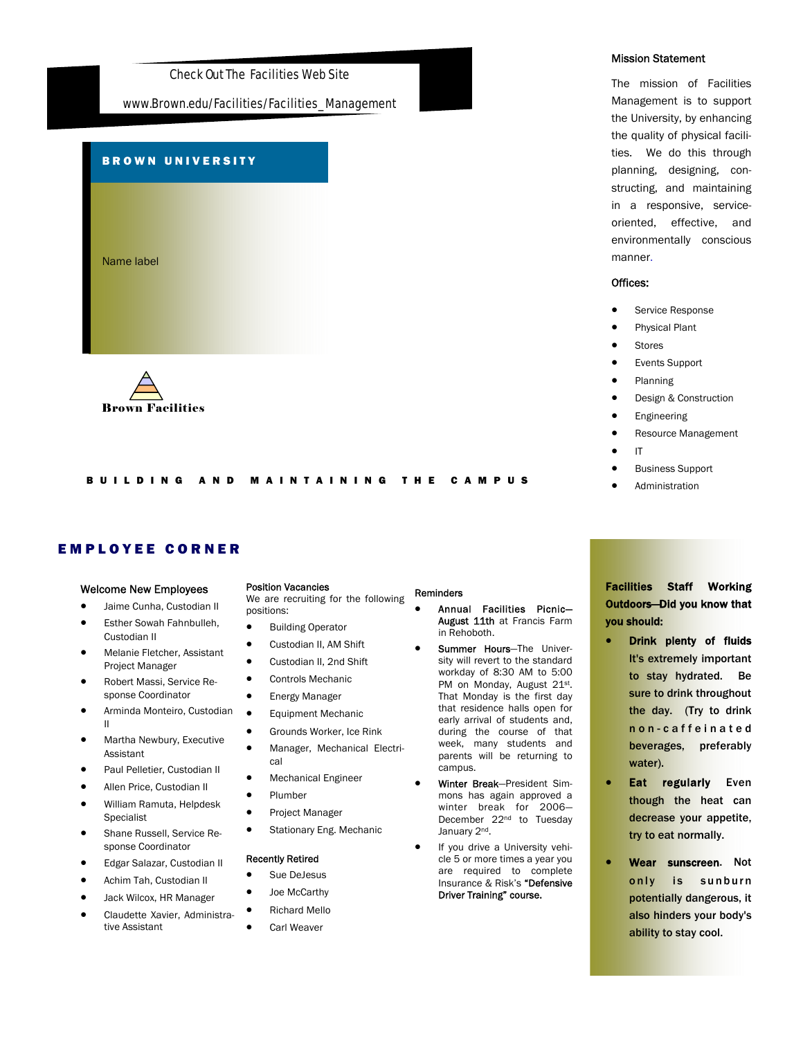Check Out The Facilities Web Site

www.Brown.edu/Facilities/Facilities_Management

**BROWN UNIVERSITY**

Name label

**Brown Facilities**

**BUILDING AND MAINTAINING THE CAMPUS**

### Mission Statement

The mission of Facilities Management is to support the University, by enhancing the quality of physical facilities. We do this through planning, designing, constructing, and maintaining in a responsive, service-oriented, effective, and environmentally conscious manner.

### Offices:

- Service Response
- Physical Plant
- Stores
- Events Support
- Planning
- Design & Construction
- Engineering
- Resource Management
- IT
- Business Support
- Administration

## EMPLOYEE CORNER

### Welcome New Employees

- Jaime Cunha, Custodian II
- Esther Sowah Fahnbulleh, Custodian II
- Melanie Fletcher, Assistant Project Manager
- Robert Massi, Service Response Coordinator
- Arminda Monteiro, Custodian II
- Martha Newbury, Executive Assistant
- Paul Pelletier, Custodian II
- Allen Price, Custodian II
- William Ramuta, Helpdesk Specialist
- Shane Russell, Service Response Coordinator
- Edgar Salazar, Custodian II
- Achim Tah, Custodian II
- Jack Wilcox, HR Manager
- Claudette Xavier, Administrative Assistant

### Position Vacancies

We are recruiting for the following positions:

- Building Operator
- Custodian II, AM Shift
- Custodian II, 2nd Shift
- Controls Mechanic
- Energy Manager
- Equipment Mechanic
- Grounds Worker, Ice Rink
- Manager, Mechanical Electrical
- Mechanical Engineer
- Plumber
- Project Manager
- Stationary Eng. Mechanic

### Recently Retired

- Sue DeJesus
- Joe McCarthy
- Richard Mello
- Carl Weaver

### Reminders

- Annual Facilities Picnic—August 11th at Francis Farm in Rehoboth.
- Summer Hours—The University will revert to the standard workday of 8:30 AM to 5:00 PM on Monday, August 21st. That Monday is the first day that residence halls open for early arrival of students and, during the course of that week, many students and parents will be returning to campus.
- Winter Break—President Simmons has again approved a winter break for 2006—December 22nd to Tuesday January 2nd.
- If you drive a University vehicle 5 or more times a year you are required to complete Insurance & Risk's **"Defensive Driver Training" course.**

**Facilities Staff Working Outdoors—Did you know that you should:**

- **Drink plenty of fluids** It's extremely important to stay hydrated. Be sure to drink throughout the day. (Try to drink non-caffeinated beverages, preferably water).
- **Eat regularly** Even though the heat can decrease your appetite, try to eat normally.
- **Wear sunscreen.** Not only is sunburn potentially dangerous, it also hinders your body's ability to stay cool.